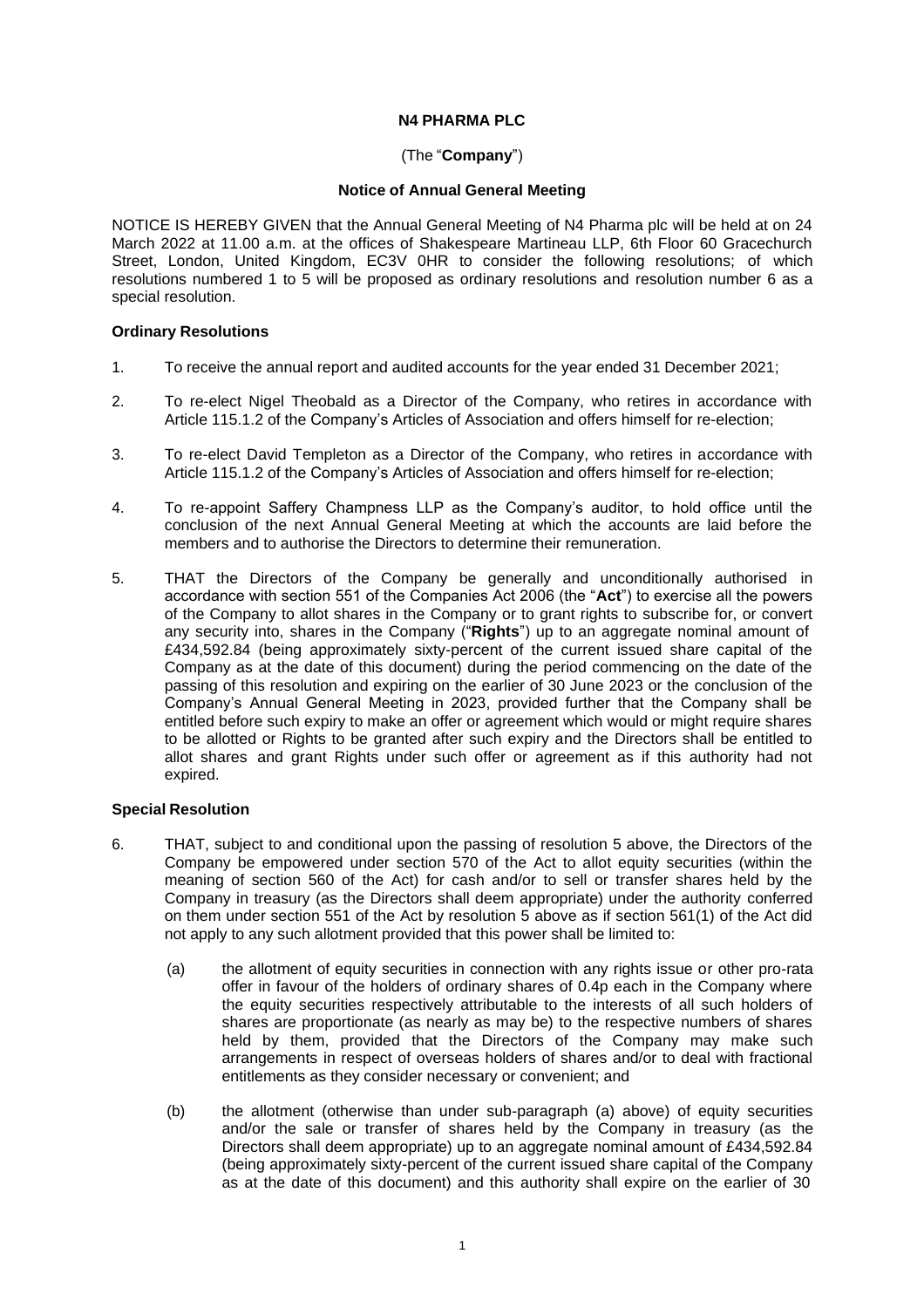# N4 PHARMA PLC

(The "**Company**")

## Notice of Annual General Meeting

NOTICE IS HEREBY GIVEN that the Annual General Meeting of N4 Pharma plc will be held at on 24 March 2022 at 11.00 a.m. at the offices of Shakespeare Martineau LLP, 6th Floor 60 Gracechurch Street, London, United Kingdom, EC3V 0HR to consider the following resolutions; of which resolutions numbered 1 to 5 will be proposed as ordinary resolutions and resolution number 6 as a special resolution.

### Ordinary Resolutions

1. To receive the annual report and audited accounts for the year ended 31 December 2021;

2. To re-elect Nigel Theobald as a Director of the Company, who retires in accordance with Article 115.1.2 of the Company's Articles of Association and offers himself for re-election;

3. To re-elect David Templeton as a Director of the Company, who retires in accordance with Article 115.1.2 of the Company's Articles of Association and offers himself for re-election;

4. To re-appoint Saffery Champness LLP as the Company's auditor, to hold office until the conclusion of the next Annual General Meeting at which the accounts are laid before the members and to authorise the Directors to determine their remuneration.

5. THAT the Directors of the Company be generally and unconditionally authorised in accordance with section 551 of the Companies Act 2006 (the "**Act**") to exercise all the powers of the Company to allot shares in the Company or to grant rights to subscribe for, or convert any security into, shares in the Company ("**Rights**") up to an aggregate nominal amount of £434,592.84 (being approximately sixty-percent of the current issued share capital of the Company as at the date of this document) during the period commencing on the date of the passing of this resolution and expiring on the earlier of 30 June 2023 or the conclusion of the Company's Annual General Meeting in 2023, provided further that the Company shall be entitled before such expiry to make an offer or agreement which would or might require shares to be allotted or Rights to be granted after such expiry and the Directors shall be entitled to allot shares and grant Rights under such offer or agreement as if this authority had not expired.

### Special Resolution

6. THAT, subject to and conditional upon the passing of resolution 5 above, the Directors of the Company be empowered under section 570 of the Act to allot equity securities (within the meaning of section 560 of the Act) for cash and/or to sell or transfer shares held by the Company in treasury (as the Directors shall deem appropriate) under the authority conferred on them under section 551 of the Act by resolution 5 above as if section 561(1) of the Act did not apply to any such allotment provided that this power shall be limited to:

   (a) the allotment of equity securities in connection with any rights issue or other pro-rata offer in favour of the holders of ordinary shares of 0.4p each in the Company where the equity securities respectively attributable to the interests of all such holders of shares are proportionate (as nearly as may be) to the respective numbers of shares held by them, provided that the Directors of the Company may make such arrangements in respect of overseas holders of shares and/or to deal with fractional entitlements as they consider necessary or convenient; and

   (b) the allotment (otherwise than under sub-paragraph (a) above) of equity securities and/or the sale or transfer of shares held by the Company in treasury (as the Directors shall deem appropriate) up to an aggregate nominal amount of £434,592.84 (being approximately sixty-percent of the current issued share capital of the Company as at the date of this document) and this authority shall expire on the earlier of 30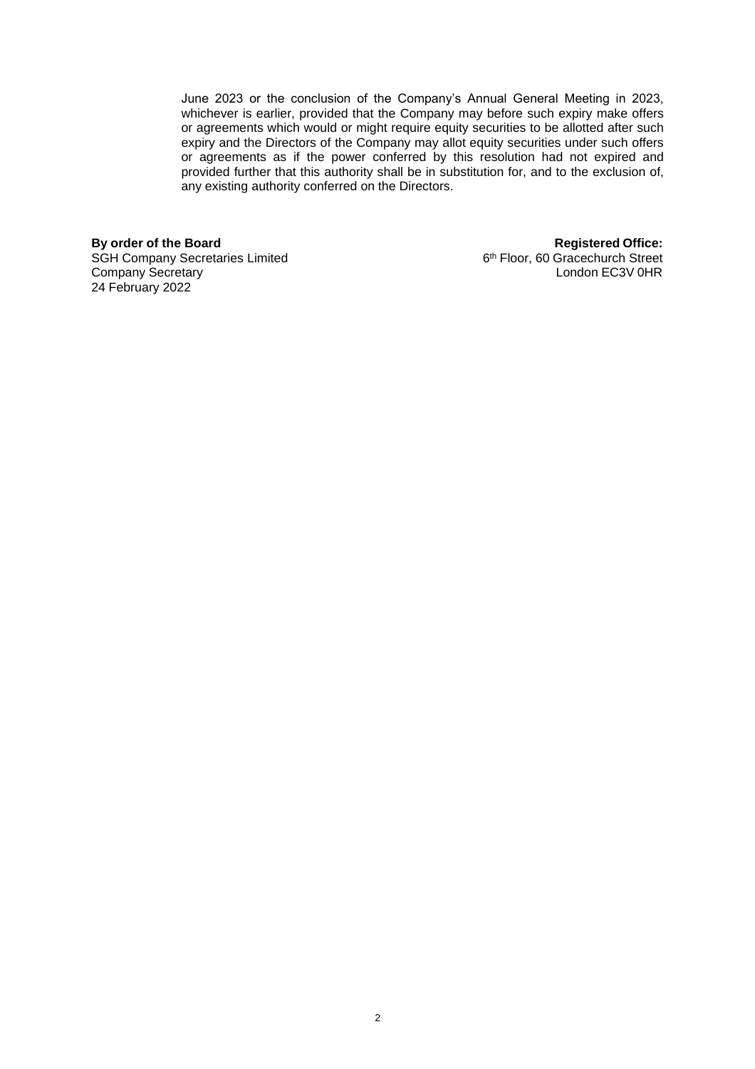June 2023 or the conclusion of the Company's Annual General Meeting in 2023, whichever is earlier, provided that the Company may before such expiry make offers or agreements which would or might require equity securities to be allotted after such expiry and the Directors of the Company may allot equity securities under such offers or agreements as if the power conferred by this resolution had not expired and provided further that this authority shall be in substitution for, and to the exclusion of, any existing authority conferred on the Directors.

**By order of the Board**
SGH Company Secretaries Limited
Company Secretary
24 February 2022

**Registered Office:**
6th Floor, 60 Gracechurch Street
London EC3V 0HR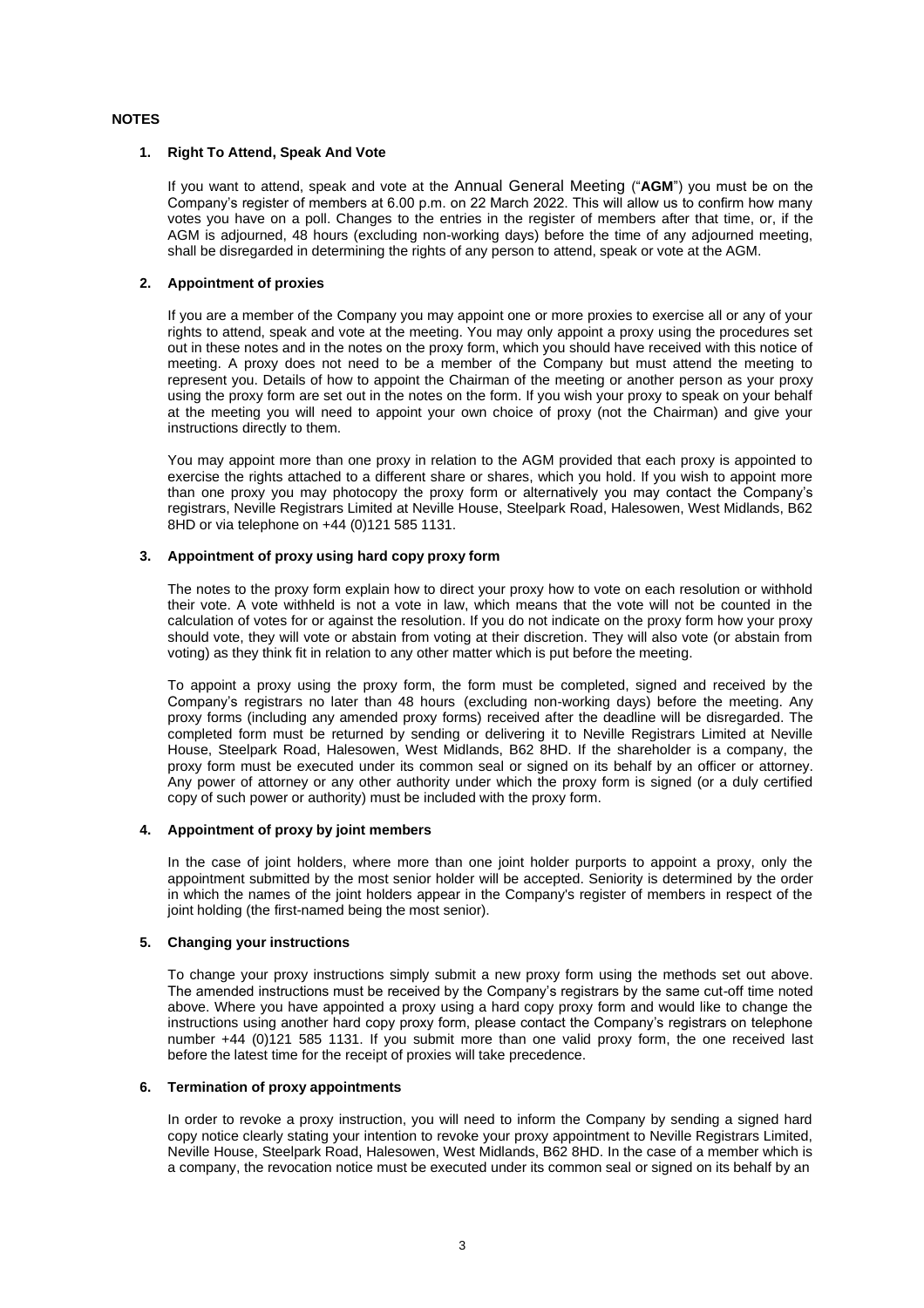## NOTES

### 1. Right To Attend, Speak And Vote

If you want to attend, speak and vote at the Annual General Meeting ("**AGM**") you must be on the Company's register of members at 6.00 p.m. on 22 March 2022. This will allow us to confirm how many votes you have on a poll. Changes to the entries in the register of members after that time, or, if the AGM is adjourned, 48 hours (excluding non-working days) before the time of any adjourned meeting, shall be disregarded in determining the rights of any person to attend, speak or vote at the AGM.

### 2. Appointment of proxies

If you are a member of the Company you may appoint one or more proxies to exercise all or any of your rights to attend, speak and vote at the meeting. You may only appoint a proxy using the procedures set out in these notes and in the notes on the proxy form, which you should have received with this notice of meeting. A proxy does not need to be a member of the Company but must attend the meeting to represent you. Details of how to appoint the Chairman of the meeting or another person as your proxy using the proxy form are set out in the notes on the form. If you wish your proxy to speak on your behalf at the meeting you will need to appoint your own choice of proxy (not the Chairman) and give your instructions directly to them.

You may appoint more than one proxy in relation to the AGM provided that each proxy is appointed to exercise the rights attached to a different share or shares, which you hold. If you wish to appoint more than one proxy you may photocopy the proxy form or alternatively you may contact the Company's registrars, Neville Registrars Limited at Neville House, Steelpark Road, Halesowen, West Midlands, B62 8HD or via telephone on +44 (0)121 585 1131.

### 3. Appointment of proxy using hard copy proxy form

The notes to the proxy form explain how to direct your proxy how to vote on each resolution or withhold their vote. A vote withheld is not a vote in law, which means that the vote will not be counted in the calculation of votes for or against the resolution. If you do not indicate on the proxy form how your proxy should vote, they will vote or abstain from voting at their discretion. They will also vote (or abstain from voting) as they think fit in relation to any other matter which is put before the meeting.

To appoint a proxy using the proxy form, the form must be completed, signed and received by the Company's registrars no later than 48 hours (excluding non-working days) before the meeting. Any proxy forms (including any amended proxy forms) received after the deadline will be disregarded. The completed form must be returned by sending or delivering it to Neville Registrars Limited at Neville House, Steelpark Road, Halesowen, West Midlands, B62 8HD. If the shareholder is a company, the proxy form must be executed under its common seal or signed on its behalf by an officer or attorney. Any power of attorney or any other authority under which the proxy form is signed (or a duly certified copy of such power or authority) must be included with the proxy form.

### 4. Appointment of proxy by joint members

In the case of joint holders, where more than one joint holder purports to appoint a proxy, only the appointment submitted by the most senior holder will be accepted. Seniority is determined by the order in which the names of the joint holders appear in the Company's register of members in respect of the joint holding (the first-named being the most senior).

### 5. Changing your instructions

To change your proxy instructions simply submit a new proxy form using the methods set out above. The amended instructions must be received by the Company's registrars by the same cut-off time noted above. Where you have appointed a proxy using a hard copy proxy form and would like to change the instructions using another hard copy proxy form, please contact the Company's registrars on telephone number +44 (0)121 585 1131. If you submit more than one valid proxy form, the one received last before the latest time for the receipt of proxies will take precedence.

### 6. Termination of proxy appointments

In order to revoke a proxy instruction, you will need to inform the Company by sending a signed hard copy notice clearly stating your intention to revoke your proxy appointment to Neville Registrars Limited, Neville House, Steelpark Road, Halesowen, West Midlands, B62 8HD. In the case of a member which is a company, the revocation notice must be executed under its common seal or signed on its behalf by an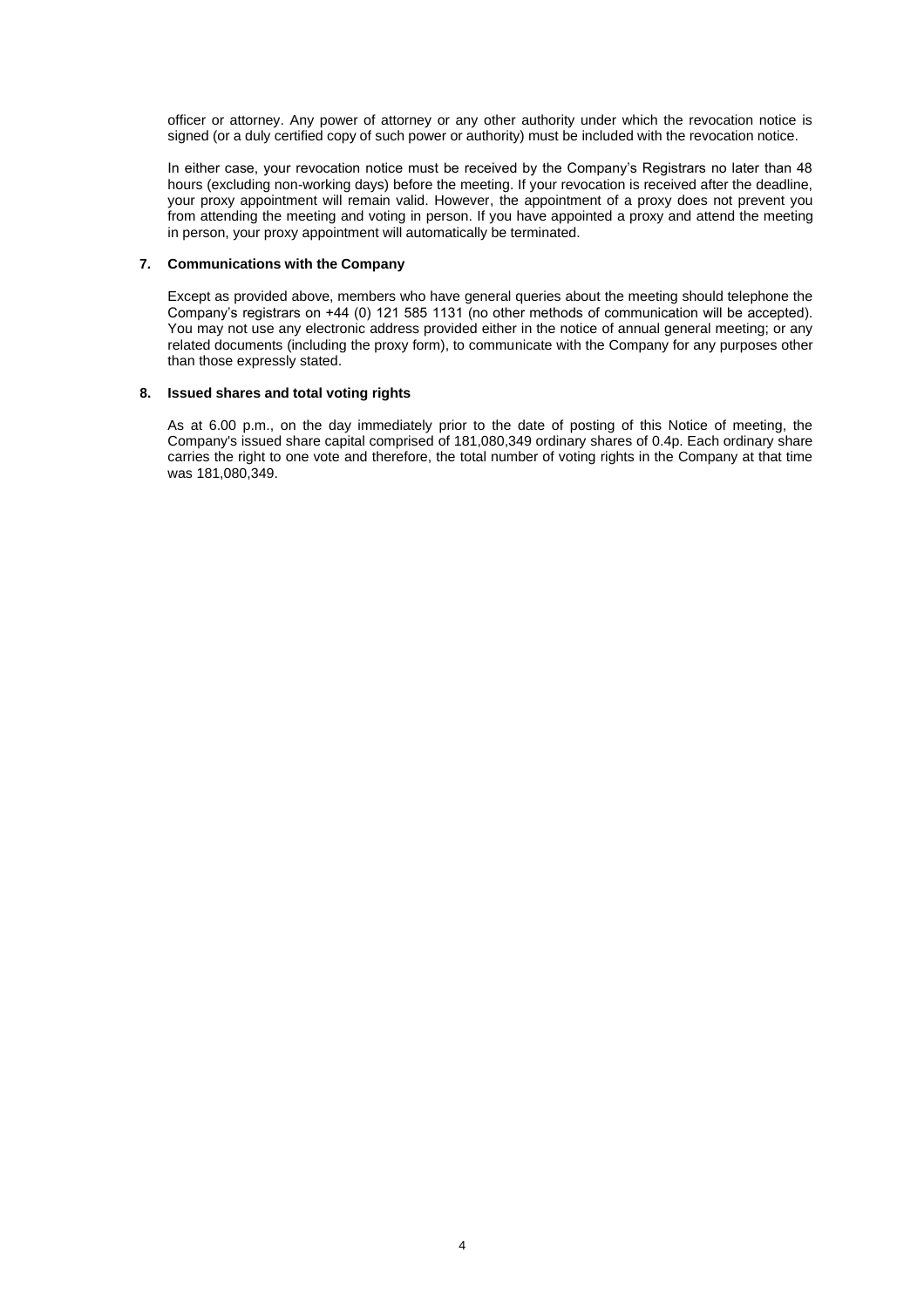officer or attorney. Any power of attorney or any other authority under which the revocation notice is signed (or a duly certified copy of such power or authority) must be included with the revocation notice.

In either case, your revocation notice must be received by the Company's Registrars no later than 48 hours (excluding non-working days) before the meeting. If your revocation is received after the deadline, your proxy appointment will remain valid. However, the appointment of a proxy does not prevent you from attending the meeting and voting in person. If you have appointed a proxy and attend the meeting in person, your proxy appointment will automatically be terminated.

**7. Communications with the Company**

Except as provided above, members who have general queries about the meeting should telephone the Company's registrars on +44 (0) 121 585 1131 (no other methods of communication will be accepted). You may not use any electronic address provided either in the notice of annual general meeting; or any related documents (including the proxy form), to communicate with the Company for any purposes other than those expressly stated.

**8. Issued shares and total voting rights**

As at 6.00 p.m., on the day immediately prior to the date of posting of this Notice of meeting, the Company's issued share capital comprised of 181,080,349 ordinary shares of 0.4p. Each ordinary share carries the right to one vote and therefore, the total number of voting rights in the Company at that time was 181,080,349.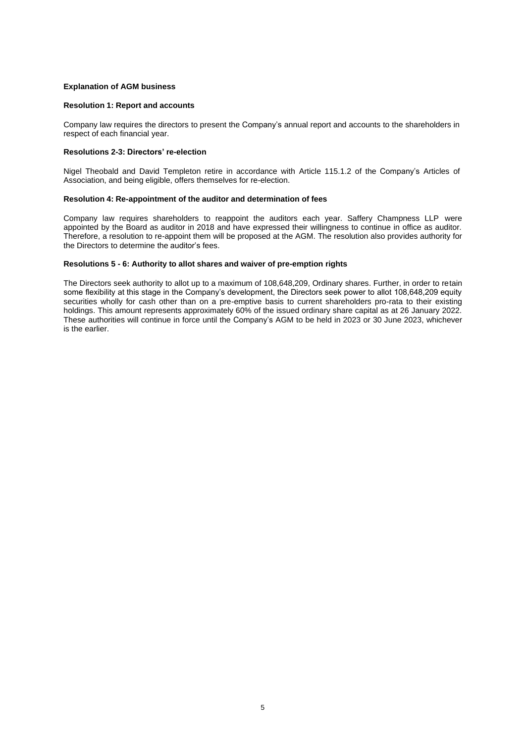**Explanation of AGM business**

**Resolution 1: Report and accounts**

Company law requires the directors to present the Company's annual report and accounts to the shareholders in respect of each financial year.

**Resolutions 2-3: Directors' re-election**

Nigel Theobald and David Templeton retire in accordance with Article 115.1.2 of the Company's Articles of Association, and being eligible, offers themselves for re-election.

**Resolution 4: Re-appointment of the auditor and determination of fees**

Company law requires shareholders to reappoint the auditors each year. Saffery Champness LLP were appointed by the Board as auditor in 2018 and have expressed their willingness to continue in office as auditor. Therefore, a resolution to re-appoint them will be proposed at the AGM. The resolution also provides authority for the Directors to determine the auditor's fees.

**Resolutions 5 - 6: Authority to allot shares and waiver of pre-emption rights**

The Directors seek authority to allot up to a maximum of 108,648,209, Ordinary shares. Further, in order to retain some flexibility at this stage in the Company's development, the Directors seek power to allot 108,648,209 equity securities wholly for cash other than on a pre-emptive basis to current shareholders pro-rata to their existing holdings. This amount represents approximately 60% of the issued ordinary share capital as at 26 January 2022. These authorities will continue in force until the Company's AGM to be held in 2023 or 30 June 2023, whichever is the earlier.